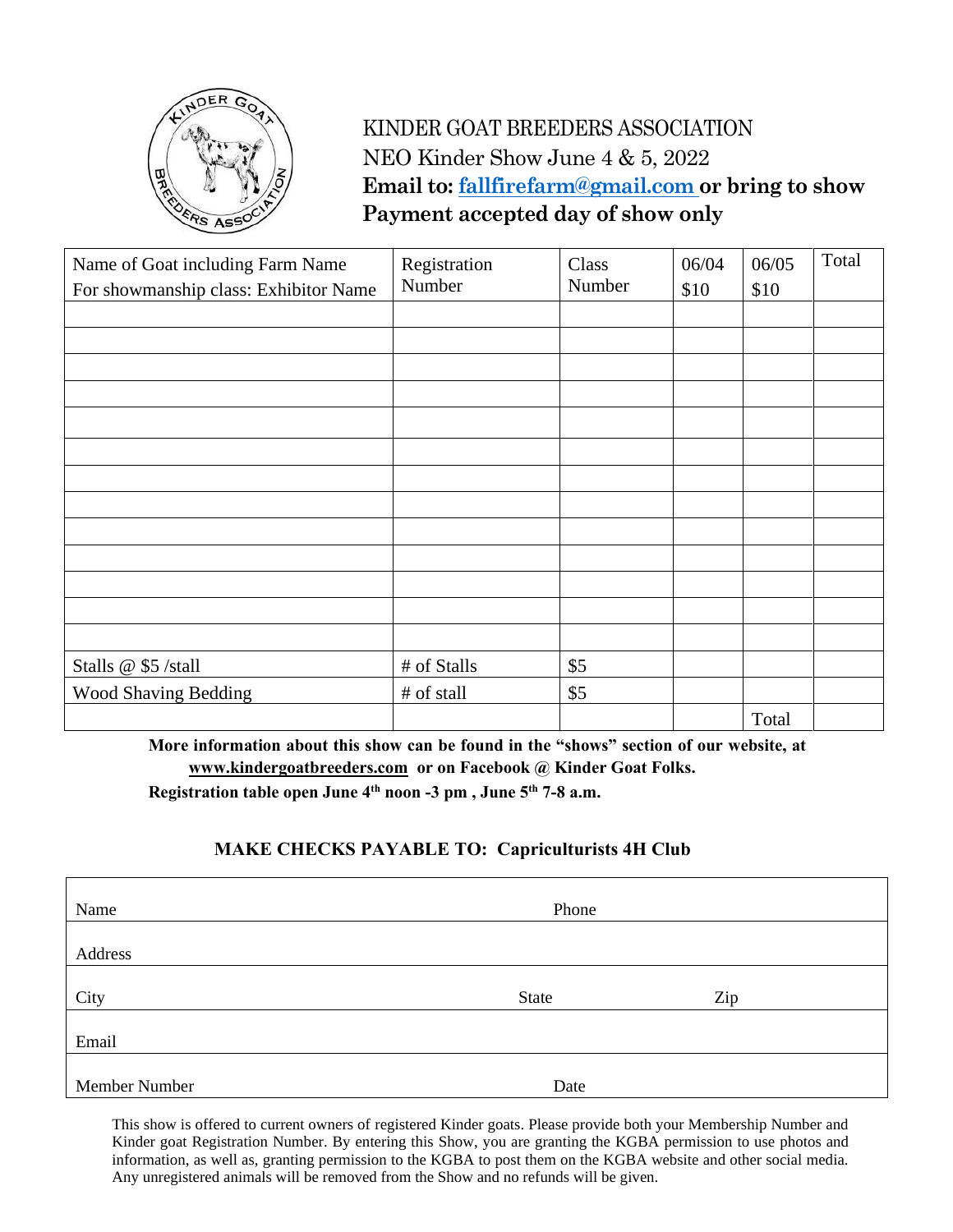# KINDER GOAT BREEDERS ASSOCIATION

NEO Kinder Show June 4 & 5, 2022

**Email to: fallfirefarm@gmail.com or bring to show**

**Payment accepted day of show only**

| Name of Goat including Farm Name For showmanship class: Exhibitor Name | Registration Number | Class Number | 06/04 $10 | 06/05 $10 | Total |
|---|---|---|---|---|---|
| | | | | | |
| | | | | | |
| | | | | | |
| | | | | | |
| | | | | | |
| | | | | | |
| | | | | | |
| | | | | | |
| | | | | | |
| | | | | | |
| | | | | | |
| | | | | | |
| | | | | | |
| Stalls @ $5 /stall | # of Stalls | $5 | | | |
| Wood Shaving Bedding | # of stall | $5 | | | |
| | | | | Total | |

**More information about this show can be found in the "shows" section of our website, at www.kindergoatbreeders.com or on Facebook @ Kinder Goat Folks.**

**Registration table open June 4th noon -3 pm , June 5th 7-8 a.m.**

**MAKE CHECKS PAYABLE TO: Capriculturists 4H Club**

| Name | | Phone |
|---|---|---|
| Address | | |
| City | State | Zip |
| Email | | |
| Member Number | | Date |

This show is offered to current owners of registered Kinder goats. Please provide both your Membership Number and Kinder goat Registration Number. By entering this Show, you are granting the KGBA permission to use photos and information, as well as, granting permission to the KGBA to post them on the KGBA website and other social media. Any unregistered animals will be removed from the Show and no refunds will be given.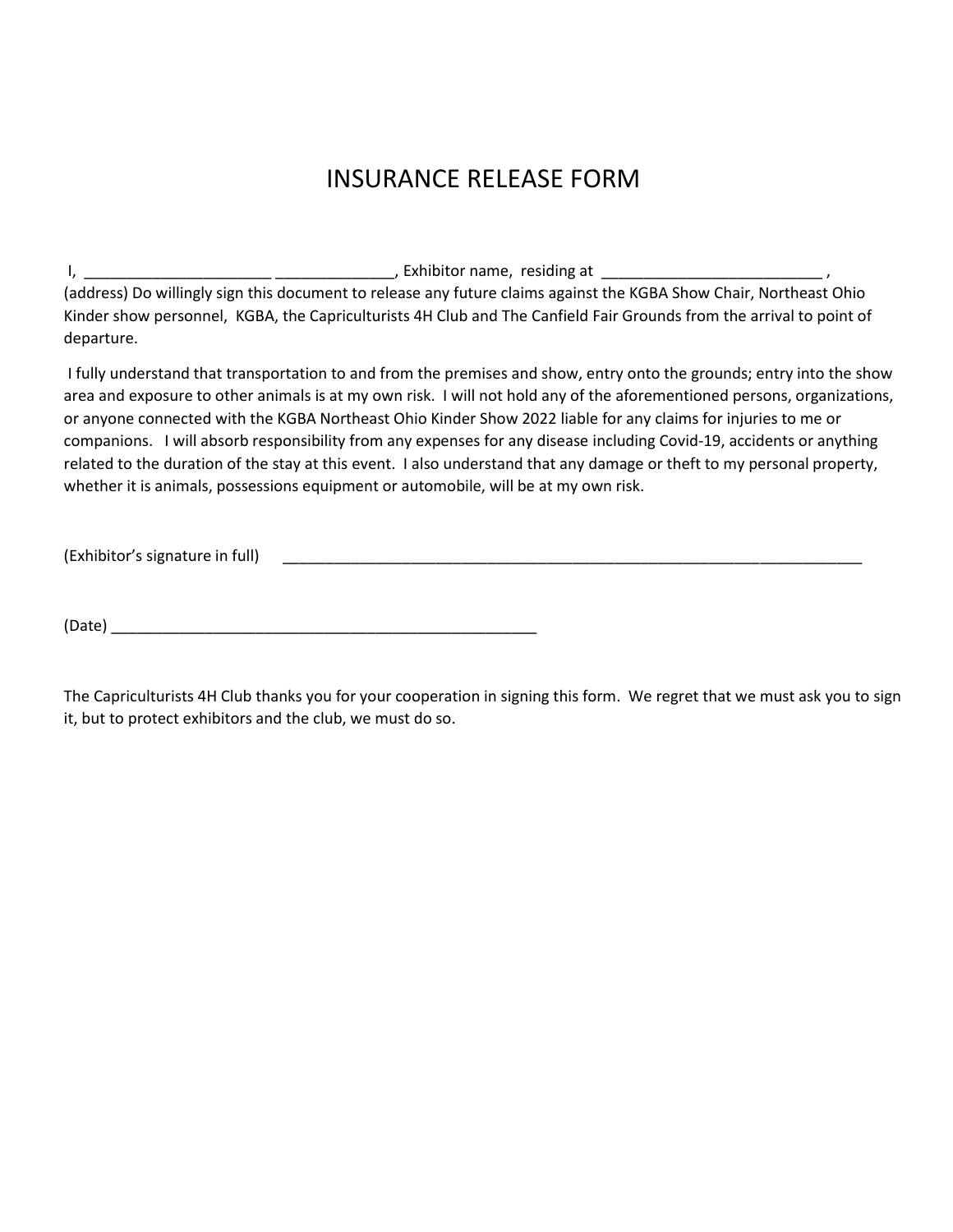# INSURANCE RELEASE FORM

I, ______________________ ______________, Exhibitor name, residing at __________________________ , (address) Do willingly sign this document to release any future claims against the KGBA Show Chair, Northeast Ohio Kinder show personnel, KGBA, the Capriculturists 4H Club and The Canfield Fair Grounds from the arrival to point of departure.

I fully understand that transportation to and from the premises and show, entry onto the grounds; entry into the show area and exposure to other animals is at my own risk. I will not hold any of the aforementioned persons, organizations, or anyone connected with the KGBA Northeast Ohio Kinder Show 2022 liable for any claims for injuries to me or companions. I will absorb responsibility from any expenses for any disease including Covid-19, accidents or anything related to the duration of the stay at this event. I also understand that any damage or theft to my personal property, whether it is animals, possessions equipment or automobile, will be at my own risk.

(Exhibitor's signature in full) ______________________________________________________________________

(Date) ____________________________________________________

The Capriculturists 4H Club thanks you for your cooperation in signing this form. We regret that we must ask you to sign it, but to protect exhibitors and the club, we must do so.